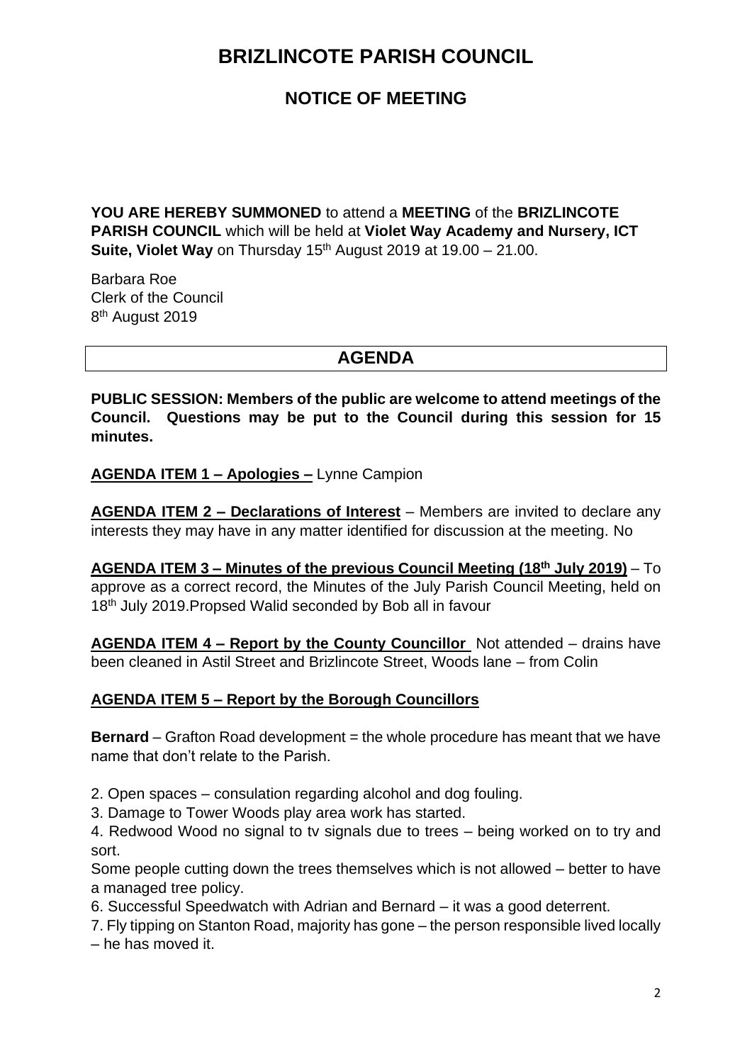# BRIZLINCOTE PARISH COUNCIL

## NOTICE OF MEETING

**YOU ARE HEREBY SUMMONED** to attend a **MEETING** of the **BRIZLINCOTE PARISH COUNCIL** which will be held at **Violet Way Academy and Nursery, ICT Suite, Violet Way** on Thursday 15th August 2019 at 19.00 – 21.00.

Barbara Roe
Clerk of the Council
8th August 2019

## AGENDA

**PUBLIC SESSION: Members of the public are welcome to attend meetings of the Council. Questions may be put to the Council during this session for 15 minutes.**

**AGENDA ITEM 1 – Apologies –** Lynne Campion

**AGENDA ITEM 2 – Declarations of Interest** – Members are invited to declare any interests they may have in any matter identified for discussion at the meeting. No

**AGENDA ITEM 3 – Minutes of the previous Council Meeting (18th July 2019)** – To approve as a correct record, the Minutes of the July Parish Council Meeting, held on 18th July 2019.Propsed Walid seconded by Bob all in favour

**AGENDA ITEM 4 – Report by the County Councillor** Not attended – drains have been cleaned in Astil Street and Brizlincote Street, Woods lane – from Colin

**AGENDA ITEM 5 – Report by the Borough Councillors**

**Bernard** – Grafton Road development = the whole procedure has meant that we have name that don't relate to the Parish.

2. Open spaces – consulation regarding alcohol and dog fouling.
3. Damage to Tower Woods play area work has started.
4. Redwood Wood no signal to tv signals due to trees – being worked on to try and sort.

Some people cutting down the trees themselves which is not allowed – better to have a managed tree policy.

6. Successful Speedwatch with Adrian and Bernard – it was a good deterrent.
7. Fly tipping on Stanton Road, majority has gone – the person responsible lived locally – he has moved it.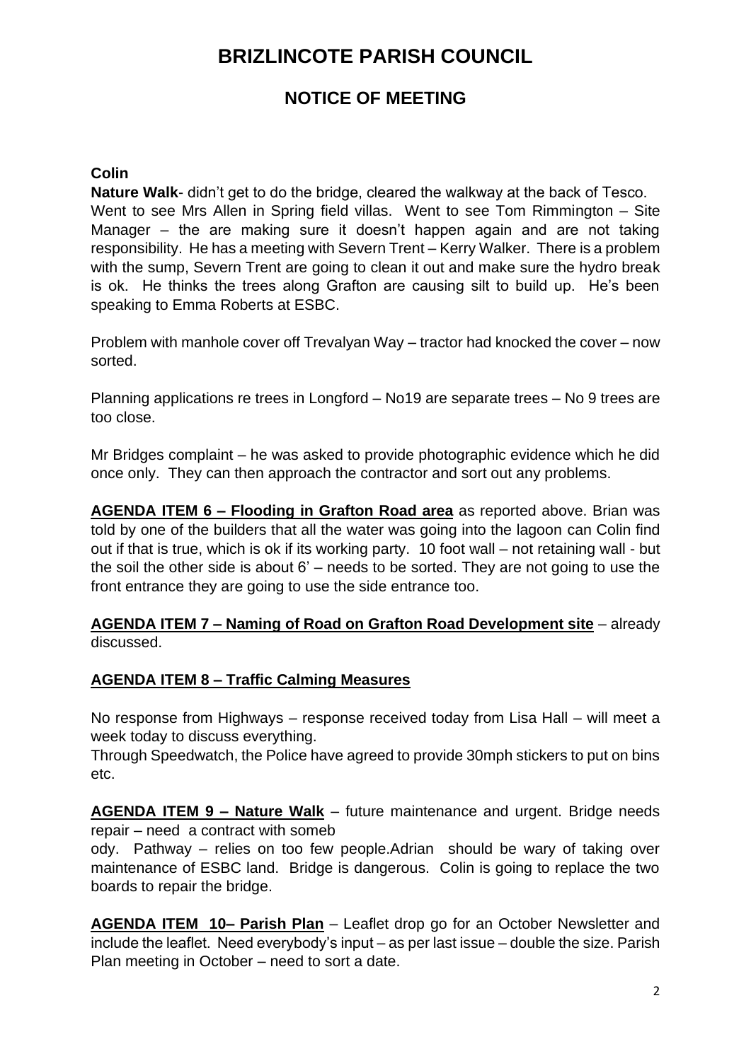# BRIZLINCOTE PARISH COUNCIL

## NOTICE OF MEETING

**Colin**

**Nature Walk**- didn't get to do the bridge, cleared the walkway at the back of Tesco. Went to see Mrs Allen in Spring field villas. Went to see Tom Rimmington – Site Manager – the are making sure it doesn't happen again and are not taking responsibility. He has a meeting with Severn Trent – Kerry Walker. There is a problem with the sump, Severn Trent are going to clean it out and make sure the hydro break is ok. He thinks the trees along Grafton are causing silt to build up. He's been speaking to Emma Roberts at ESBC.

Problem with manhole cover off Trevalyan Way – tractor had knocked the cover – now sorted.

Planning applications re trees in Longford – No19 are separate trees – No 9 trees are too close.

Mr Bridges complaint – he was asked to provide photographic evidence which he did once only. They can then approach the contractor and sort out any problems.

**AGENDA ITEM 6 – Flooding in Grafton Road area** as reported above. Brian was told by one of the builders that all the water was going into the lagoon can Colin find out if that is true, which is ok if its working party. 10 foot wall – not retaining wall - but the soil the other side is about 6' – needs to be sorted. They are not going to use the front entrance they are going to use the side entrance too.

**AGENDA ITEM 7 – Naming of Road on Grafton Road Development site** – already discussed.

**AGENDA ITEM 8 – Traffic Calming Measures**

No response from Highways – response received today from Lisa Hall – will meet a week today to discuss everything.

Through Speedwatch, the Police have agreed to provide 30mph stickers to put on bins etc.

**AGENDA ITEM 9 – Nature Walk** – future maintenance and urgent. Bridge needs repair – need a contract with somebody. Pathway – relies on too few people.Adrian should be wary of taking over maintenance of ESBC land. Bridge is dangerous. Colin is going to replace the two boards to repair the bridge.

**AGENDA ITEM 10– Parish Plan** – Leaflet drop go for an October Newsletter and include the leaflet. Need everybody's input – as per last issue – double the size. Parish Plan meeting in October – need to sort a date.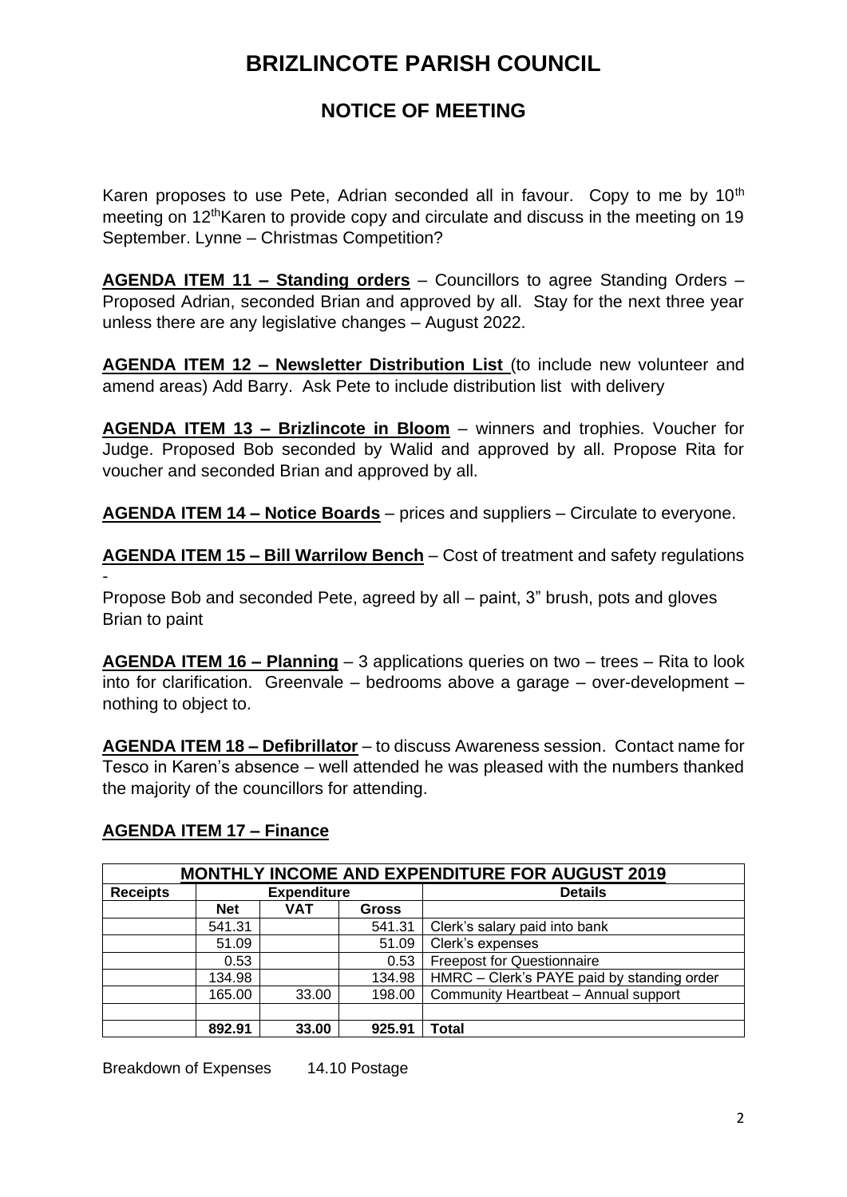# BRIZLINCOTE PARISH COUNCIL

## NOTICE OF MEETING

Karen proposes to use Pete, Adrian seconded all in favour. Copy to me by 10th meeting on 12thKaren to provide copy and circulate and discuss in the meeting on 19 September. Lynne – Christmas Competition?

**AGENDA ITEM 11 – Standing orders** – Councillors to agree Standing Orders – Proposed Adrian, seconded Brian and approved by all. Stay for the next three year unless there are any legislative changes – August 2022.

**AGENDA ITEM 12 – Newsletter Distribution List** (to include new volunteer and amend areas) Add Barry. Ask Pete to include distribution list with delivery

**AGENDA ITEM 13 – Brizlincote in Bloom** – winners and trophies. Voucher for Judge. Proposed Bob seconded by Walid and approved by all. Propose Rita for voucher and seconded Brian and approved by all.

**AGENDA ITEM 14 – Notice Boards** – prices and suppliers – Circulate to everyone.

**AGENDA ITEM 15 – Bill Warrilow Bench** – Cost of treatment and safety regulations -

Propose Bob and seconded Pete, agreed by all – paint, 3" brush, pots and gloves Brian to paint

**AGENDA ITEM 16 – Planning** – 3 applications queries on two – trees – Rita to look into for clarification. Greenvale – bedrooms above a garage – over-development – nothing to object to.

**AGENDA ITEM 18 – Defibrillator** – to discuss Awareness session. Contact name for Tesco in Karen's absence – well attended he was pleased with the numbers thanked the majority of the councillors for attending.

**AGENDA ITEM 17 – Finance**

| MONTHLY INCOME AND EXPENDITURE FOR AUGUST 2019 | | | | |
|---|---|---|---|---|
| **Receipts** | **Expenditure** | | | **Details** |
| | **Net** | **VAT** | **Gross** | |
| | 541.31 | | 541.31 | Clerk's salary paid into bank |
| | 51.09 | | 51.09 | Clerk's expenses |
| | 0.53 | | 0.53 | Freepost for Questionnaire |
| | 134.98 | | 134.98 | HMRC – Clerk's PAYE paid by standing order |
| | 165.00 | 33.00 | 198.00 | Community Heartbeat – Annual support |
| | | | | |
| | **892.91** | **33.00** | **925.91** | **Total** |

Breakdown of Expenses 14.10 Postage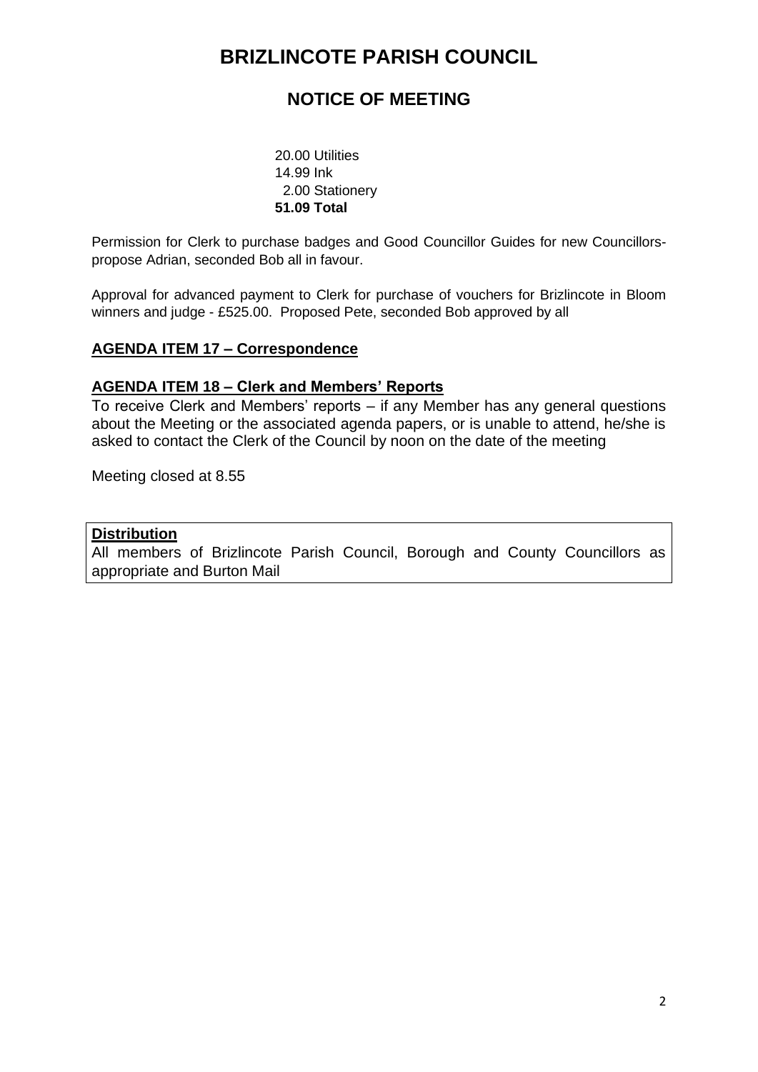# BRIZLINCOTE PARISH COUNCIL

## NOTICE OF MEETING

20.00 Utilities
14.99 Ink
2.00 Stationery
**51.09 Total**

Permission for Clerk to purchase badges and Good Councillor Guides for new Councillors-propose Adrian, seconded Bob all in favour.

Approval for advanced payment to Clerk for purchase of vouchers for Brizlincote in Bloom winners and judge - £525.00. Proposed Pete, seconded Bob approved by all

### AGENDA ITEM 17 – Correspondence

### AGENDA ITEM 18 – Clerk and Members' Reports

To receive Clerk and Members' reports – if any Member has any general questions about the Meeting or the associated agenda papers, or is unable to attend, he/she is asked to contact the Clerk of the Council by noon on the date of the meeting

Meeting closed at 8.55

**Distribution**

All members of Brizlincote Parish Council, Borough and County Councillors as appropriate and Burton Mail